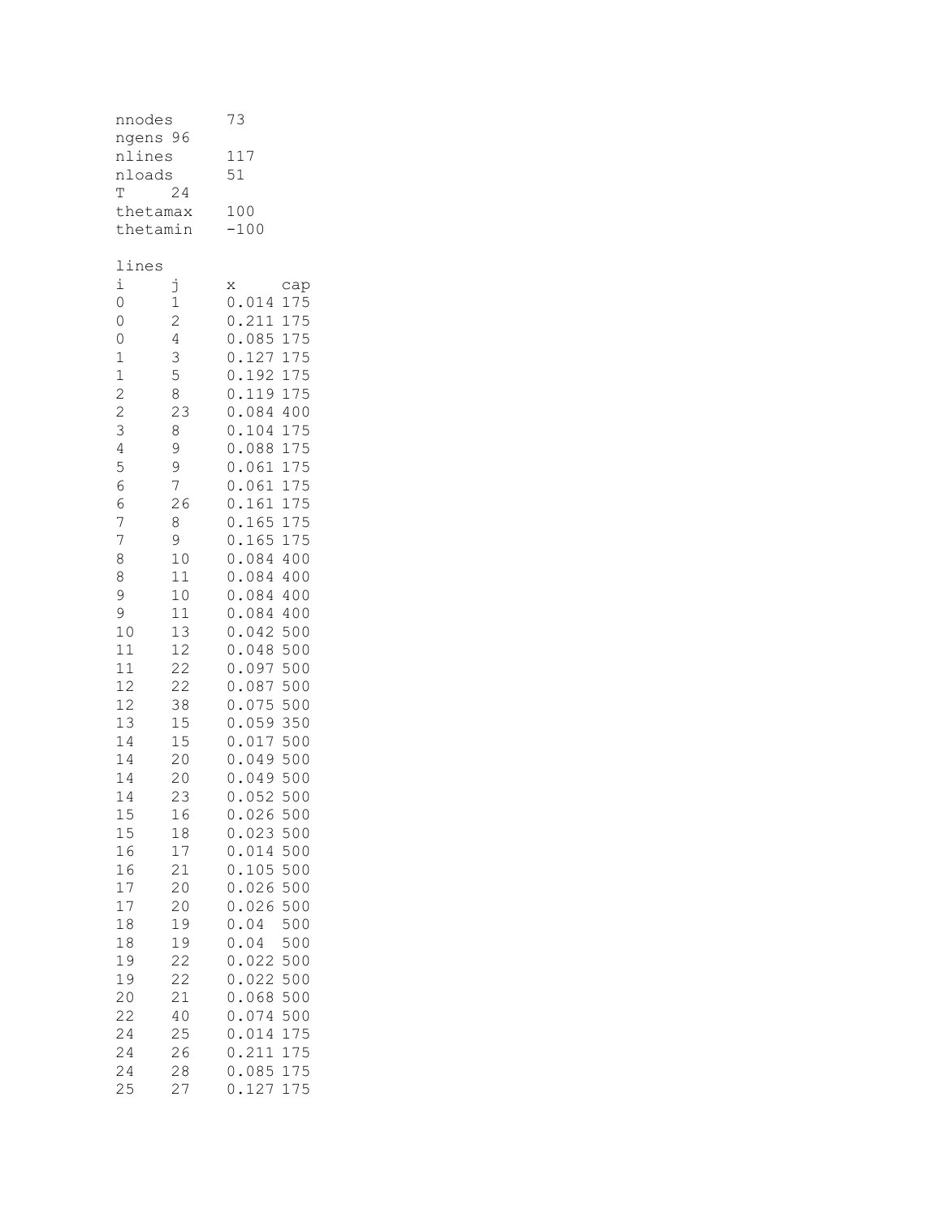nnodes 73
ngens 96
nlines 117
nloads 51
T 24
thetamax 100
thetamin -100

lines

| i | j | x | cap |
|---|---|---|---|
| 0 | 1 | 0.014 | 175 |
| 0 | 2 | 0.211 | 175 |
| 0 | 4 | 0.085 | 175 |
| 1 | 3 | 0.127 | 175 |
| 1 | 5 | 0.192 | 175 |
| 2 | 8 | 0.119 | 175 |
| 2 | 23 | 0.084 | 400 |
| 3 | 8 | 0.104 | 175 |
| 4 | 9 | 0.088 | 175 |
| 5 | 9 | 0.061 | 175 |
| 6 | 7 | 0.061 | 175 |
| 6 | 26 | 0.161 | 175 |
| 7 | 8 | 0.165 | 175 |
| 7 | 9 | 0.165 | 175 |
| 8 | 10 | 0.084 | 400 |
| 8 | 11 | 0.084 | 400 |
| 9 | 10 | 0.084 | 400 |
| 9 | 11 | 0.084 | 400 |
| 10 | 13 | 0.042 | 500 |
| 11 | 12 | 0.048 | 500 |
| 11 | 22 | 0.097 | 500 |
| 12 | 22 | 0.087 | 500 |
| 12 | 38 | 0.075 | 500 |
| 13 | 15 | 0.059 | 350 |
| 14 | 15 | 0.017 | 500 |
| 14 | 20 | 0.049 | 500 |
| 14 | 20 | 0.049 | 500 |
| 14 | 23 | 0.052 | 500 |
| 15 | 16 | 0.026 | 500 |
| 15 | 18 | 0.023 | 500 |
| 16 | 17 | 0.014 | 500 |
| 16 | 21 | 0.105 | 500 |
| 17 | 20 | 0.026 | 500 |
| 17 | 20 | 0.026 | 500 |
| 18 | 19 | 0.04 | 500 |
| 18 | 19 | 0.04 | 500 |
| 19 | 22 | 0.022 | 500 |
| 19 | 22 | 0.022 | 500 |
| 20 | 21 | 0.068 | 500 |
| 22 | 40 | 0.074 | 500 |
| 24 | 25 | 0.014 | 175 |
| 24 | 26 | 0.211 | 175 |
| 24 | 28 | 0.085 | 175 |
| 25 | 27 | 0.127 | 175 |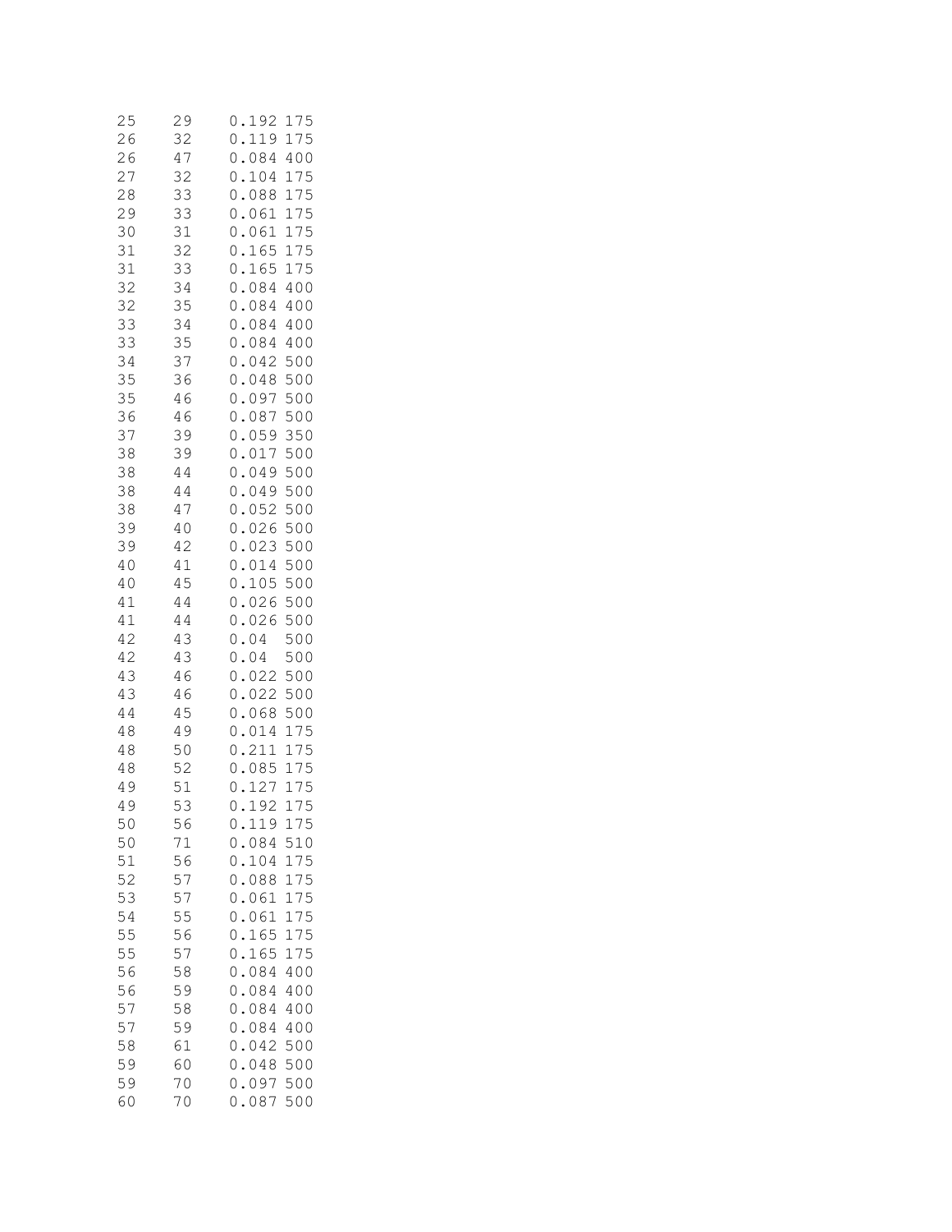```
25    29    0.192 175
26    32    0.119 175
26    47    0.084 400
27    32    0.104 175
28    33    0.088 175
29    33    0.061 175
30    31    0.061 175
31    32    0.165 175
31    33    0.165 175
32    34    0.084 400
32    35    0.084 400
33    34    0.084 400
33    35    0.084 400
34    37    0.042 500
35    36    0.048 500
35    46    0.097 500
36    46    0.087 500
37    39    0.059 350
38    39    0.017 500
38    44    0.049 500
38    44    0.049 500
38    47    0.052 500
39    40    0.026 500
39    42    0.023 500
40    41    0.014 500
40    45    0.105 500
41    44    0.026 500
41    44    0.026 500
42    43    0.04  500
42    43    0.04  500
43    46    0.022 500
43    46    0.022 500
44    45    0.068 500
48    49    0.014 175
48    50    0.211 175
48    52    0.085 175
49    51    0.127 175
49    53    0.192 175
50    56    0.119 175
50    71    0.084 510
51    56    0.104 175
52    57    0.088 175
53    57    0.061 175
54    55    0.061 175
55    56    0.165 175
55    57    0.165 175
56    58    0.084 400
56    59    0.084 400
57    58    0.084 400
57    59    0.084 400
58    61    0.042 500
59    60    0.048 500
59    70    0.097 500
60    70    0.087 500
```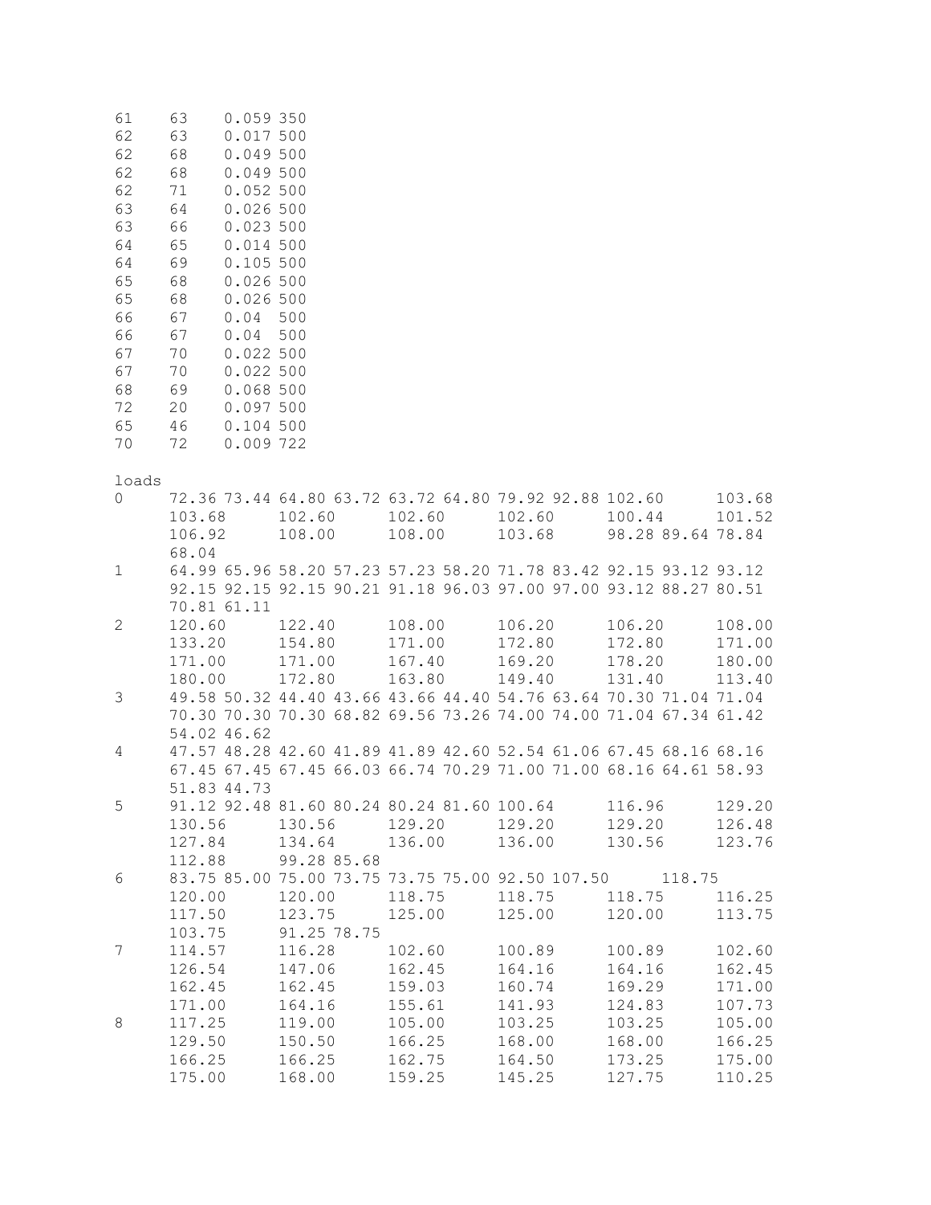```
61	63	0.059	350
62	63	0.017	500
62	68	0.049	500
62	68	0.049	500
62	71	0.052	500
63	64	0.026	500
63	66	0.023	500
64	65	0.014	500
64	69	0.105	500
65	68	0.026	500
65	68	0.026	500
66	67	0.04	500
66	67	0.04	500
67	70	0.022	500
67	70	0.022	500
68	69	0.068	500
72	20	0.097	500
65	46	0.104	500
70	72	0.009	722
```

loads

```
0	72.36 73.44 64.80 63.72 63.72 64.80 79.92 92.88 102.60	103.68
	103.68	102.60	102.60	102.60	100.44	101.52
	106.92	108.00	108.00	103.68	98.28 89.64 78.84
	68.04
1	64.99 65.96 58.20 57.23 57.23 58.20 71.78 83.42 92.15 93.12 93.12
	92.15 92.15 92.15 90.21 91.18 96.03 97.00 97.00 93.12 88.27 80.51
	70.81 61.11
2	120.60	122.40	108.00	106.20	106.20	108.00
	133.20	154.80	171.00	172.80	172.80	171.00
	171.00	171.00	167.40	169.20	178.20	180.00
	180.00	172.80	163.80	149.40	131.40	113.40
3	49.58 50.32 44.40 43.66 43.66 44.40 54.76 63.64 70.30 71.04 71.04
	70.30 70.30 70.30 68.82 69.56 73.26 74.00 74.00 71.04 67.34 61.42
	54.02 46.62
4	47.57 48.28 42.60 41.89 41.89 42.60 52.54 61.06 67.45 68.16 68.16
	67.45 67.45 67.45 66.03 66.74 70.29 71.00 71.00 68.16 64.61 58.93
	51.83 44.73
5	91.12 92.48 81.60 80.24 80.24 81.60 100.64	116.96	129.20
	130.56	130.56	129.20	129.20	129.20	126.48
	127.84	134.64	136.00	136.00	130.56	123.76
	112.88	99.28 85.68
6	83.75 85.00 75.00 73.75 73.75 75.00 92.50 107.50	118.75
	120.00	120.00	118.75	118.75	118.75	116.25
	117.50	123.75	125.00	125.00	120.00	113.75
	103.75	91.25 78.75
7	114.57	116.28	102.60	100.89	100.89	102.60
	126.54	147.06	162.45	164.16	164.16	162.45
	162.45	162.45	159.03	160.74	169.29	171.00
	171.00	164.16	155.61	141.93	124.83	107.73
8	117.25	119.00	105.00	103.25	103.25	105.00
	129.50	150.50	166.25	168.00	168.00	166.25
	166.25	166.25	162.75	164.50	173.25	175.00
	175.00	168.00	159.25	145.25	127.75	110.25
```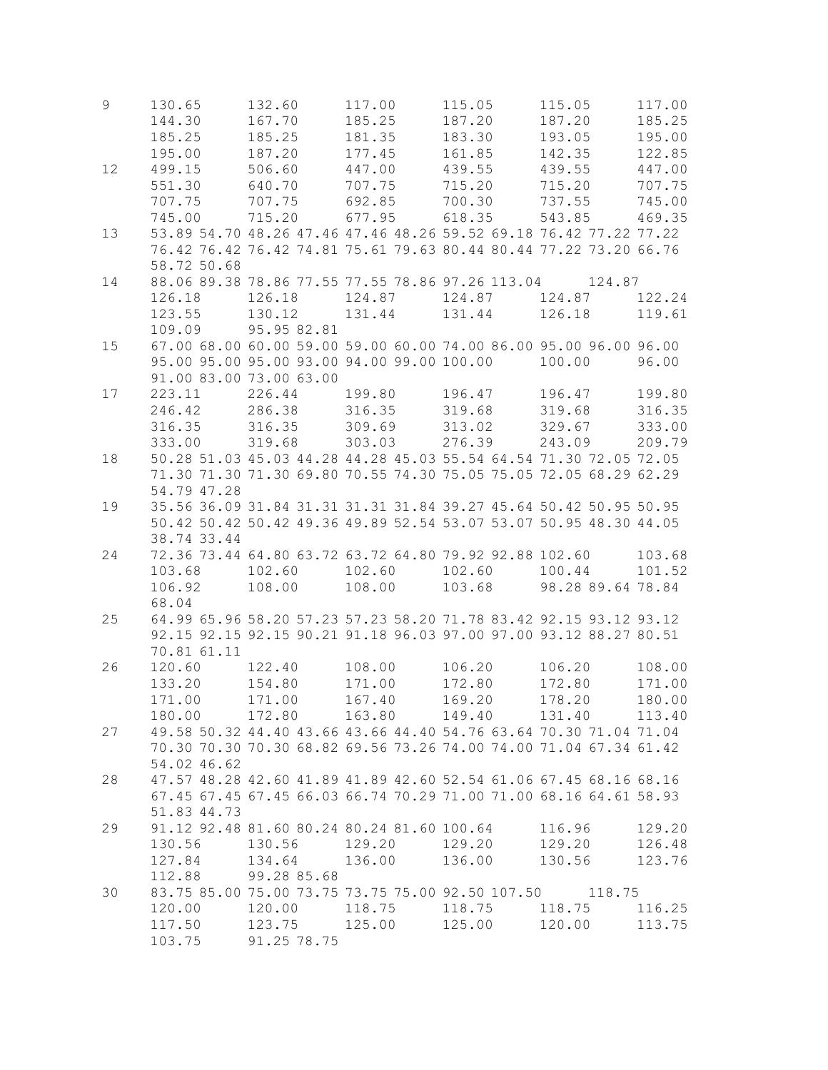```
9     130.65      132.60      117.00      115.05      115.05      117.00
      144.30      167.70      185.25      187.20      187.20      185.25
      185.25      185.25      181.35      183.30      193.05      195.00
      195.00      187.20      177.45      161.85      142.35      122.85
12    499.15      506.60      447.00      439.55      439.55      447.00
      551.30      640.70      707.75      715.20      715.20      707.75
      707.75      707.75      692.85      700.30      737.55      745.00
      745.00      715.20      677.95      618.35      543.85      469.35
13    53.89 54.70 48.26 47.46 47.46 48.26 59.52 69.18 76.42 77.22 77.22
      76.42 76.42 76.42 74.81 75.61 79.63 80.44 80.44 77.22 73.20 66.76
      58.72 50.68
14    88.06 89.38 78.86 77.55 77.55 78.86 97.26 113.04      124.87
      126.18      126.18      124.87      124.87      124.87      122.24
      123.55      130.12      131.44      131.44      126.18      119.61
      109.09      95.95 82.81
15    67.00 68.00 60.00 59.00 59.00 60.00 74.00 86.00 95.00 96.00 96.00
      95.00 95.00 95.00 93.00 94.00 99.00 100.00      100.00      96.00
      91.00 83.00 73.00 63.00
17    223.11      226.44      199.80      196.47      196.47      199.80
      246.42      286.38      316.35      319.68      319.68      316.35
      316.35      316.35      309.69      313.02      329.67      333.00
      333.00      319.68      303.03      276.39      243.09      209.79
18    50.28 51.03 45.03 44.28 44.28 45.03 55.54 64.54 71.30 72.05 72.05
      71.30 71.30 71.30 69.80 70.55 74.30 75.05 75.05 72.05 68.29 62.29
      54.79 47.28
19    35.56 36.09 31.84 31.31 31.31 31.84 39.27 45.64 50.42 50.95 50.95
      50.42 50.42 50.42 49.36 49.89 52.54 53.07 53.07 50.95 48.30 44.05
      38.74 33.44
24    72.36 73.44 64.80 63.72 63.72 64.80 79.92 92.88 102.60      103.68
      103.68      102.60      102.60      102.60      100.44      101.52
      106.92      108.00      108.00      103.68      98.28 89.64 78.84
      68.04
25    64.99 65.96 58.20 57.23 57.23 58.20 71.78 83.42 92.15 93.12 93.12
      92.15 92.15 92.15 90.21 91.18 96.03 97.00 97.00 93.12 88.27 80.51
      70.81 61.11
26    120.60      122.40      108.00      106.20      106.20      108.00
      133.20      154.80      171.00      172.80      172.80      171.00
      171.00      171.00      167.40      169.20      178.20      180.00
      180.00      172.80      163.80      149.40      131.40      113.40
27    49.58 50.32 44.40 43.66 43.66 44.40 54.76 63.64 70.30 71.04 71.04
      70.30 70.30 70.30 68.82 69.56 73.26 74.00 74.00 71.04 67.34 61.42
      54.02 46.62
28    47.57 48.28 42.60 41.89 41.89 42.60 52.54 61.06 67.45 68.16 68.16
      67.45 67.45 67.45 66.03 66.74 70.29 71.00 71.00 68.16 64.61 58.93
      51.83 44.73
29    91.12 92.48 81.60 80.24 80.24 81.60 100.64      116.96      129.20
      130.56      130.56      129.20      129.20      129.20      126.48
      127.84      134.64      136.00      136.00      130.56      123.76
      112.88      99.28 85.68
30    83.75 85.00 75.00 73.75 73.75 75.00 92.50 107.50      118.75
      120.00      120.00      118.75      118.75      118.75      116.25
      117.50      123.75      125.00      125.00      120.00      113.75
      103.75      91.25 78.75
```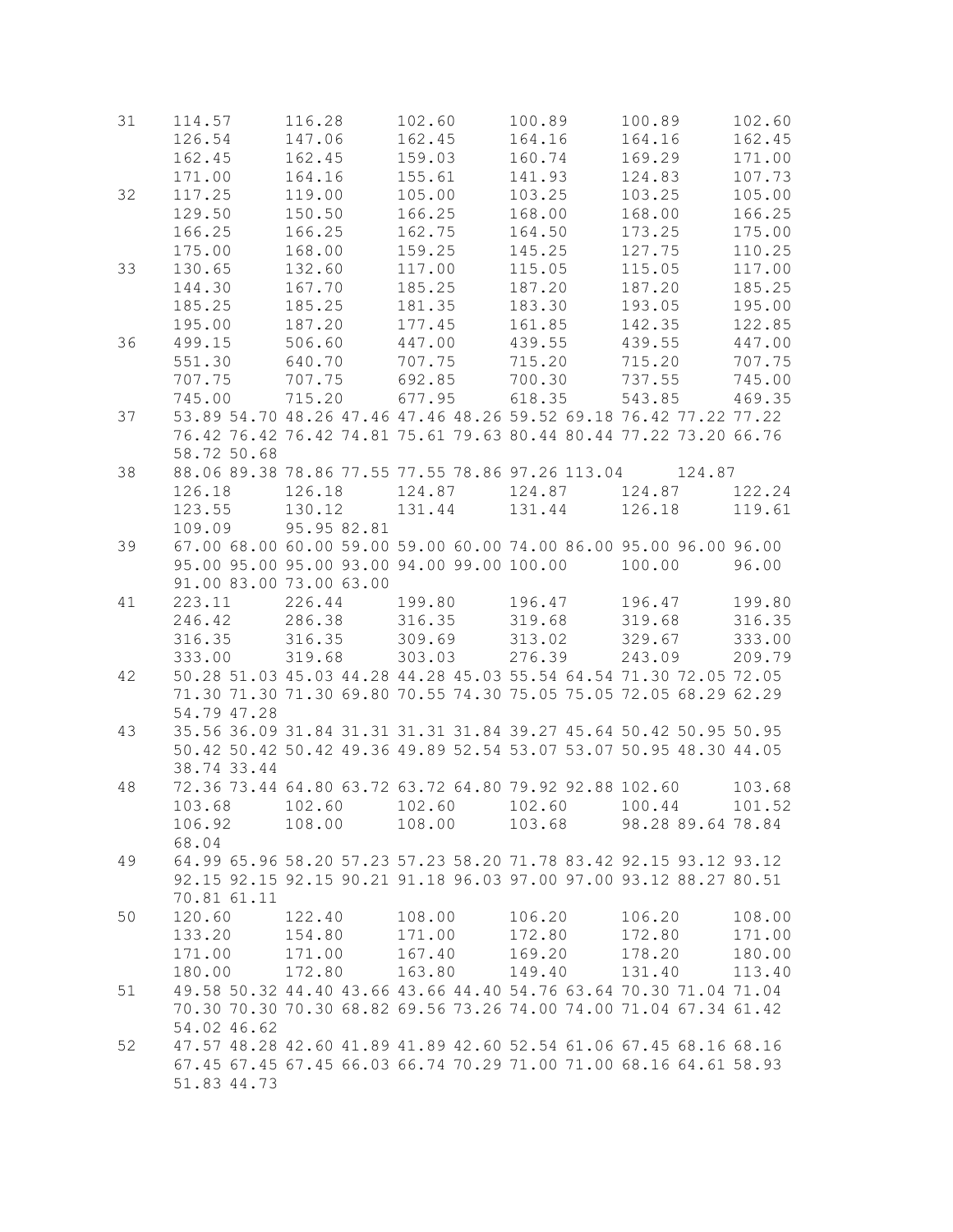```
31    114.57      116.28      102.60      100.89      100.89      102.60
      126.54      147.06      162.45      164.16      164.16      162.45
      162.45      162.45      159.03      160.74      169.29      171.00
      171.00      164.16      155.61      141.93      124.83      107.73
32    117.25      119.00      105.00      103.25      103.25      105.00
      129.50      150.50      166.25      168.00      168.00      166.25
      166.25      166.25      162.75      164.50      173.25      175.00
      175.00      168.00      159.25      145.25      127.75      110.25
33    130.65      132.60      117.00      115.05      115.05      117.00
      144.30      167.70      185.25      187.20      187.20      185.25
      185.25      185.25      181.35      183.30      193.05      195.00
      195.00      187.20      177.45      161.85      142.35      122.85
36    499.15      506.60      447.00      439.55      439.55      447.00
      551.30      640.70      707.75      715.20      715.20      707.75
      707.75      707.75      692.85      700.30      737.55      745.00
      745.00      715.20      677.95      618.35      543.85      469.35
37    53.89 54.70 48.26 47.46 47.46 48.26 59.52 69.18 76.42 77.22 77.22
      76.42 76.42 76.42 74.81 75.61 79.63 80.44 80.44 77.22 73.20 66.76
      58.72 50.68
38    88.06 89.38 78.86 77.55 77.55 78.86 97.26 113.04      124.87
      126.18      126.18      124.87      124.87      124.87      122.24
      123.55      130.12      131.44      131.44      126.18      119.61
      109.09      95.95 82.81
39    67.00 68.00 60.00 59.00 59.00 60.00 74.00 86.00 95.00 96.00 96.00
      95.00 95.00 95.00 93.00 94.00 99.00 100.00      100.00      96.00
      91.00 83.00 73.00 63.00
41    223.11      226.44      199.80      196.47      196.47      199.80
      246.42      286.38      316.35      319.68      319.68      316.35
      316.35      316.35      309.69      313.02      329.67      333.00
      333.00      319.68      303.03      276.39      243.09      209.79
42    50.28 51.03 45.03 44.28 44.28 45.03 55.54 64.54 71.30 72.05 72.05
      71.30 71.30 71.30 69.80 70.55 74.30 75.05 75.05 72.05 68.29 62.29
      54.79 47.28
43    35.56 36.09 31.84 31.31 31.31 31.84 39.27 45.64 50.42 50.95 50.95
      50.42 50.42 50.42 49.36 49.89 52.54 53.07 53.07 50.95 48.30 44.05
      38.74 33.44
48    72.36 73.44 64.80 63.72 63.72 64.80 79.92 92.88 102.60      103.68
      103.68      102.60      102.60      102.60      100.44      101.52
      106.92      108.00      108.00      103.68      98.28 89.64 78.84
      68.04
49    64.99 65.96 58.20 57.23 57.23 58.20 71.78 83.42 92.15 93.12 93.12
      92.15 92.15 92.15 90.21 91.18 96.03 97.00 97.00 93.12 88.27 80.51
      70.81 61.11
50    120.60      122.40      108.00      106.20      106.20      108.00
      133.20      154.80      171.00      172.80      172.80      171.00
      171.00      171.00      167.40      169.20      178.20      180.00
      180.00      172.80      163.80      149.40      131.40      113.40
51    49.58 50.32 44.40 43.66 43.66 44.40 54.76 63.64 70.30 71.04 71.04
      70.30 70.30 70.30 68.82 69.56 73.26 74.00 74.00 71.04 67.34 61.42
      54.02 46.62
52    47.57 48.28 42.60 41.89 41.89 42.60 52.54 61.06 67.45 68.16 68.16
      67.45 67.45 67.45 66.03 66.74 70.29 71.00 71.00 68.16 64.61 58.93
      51.83 44.73
```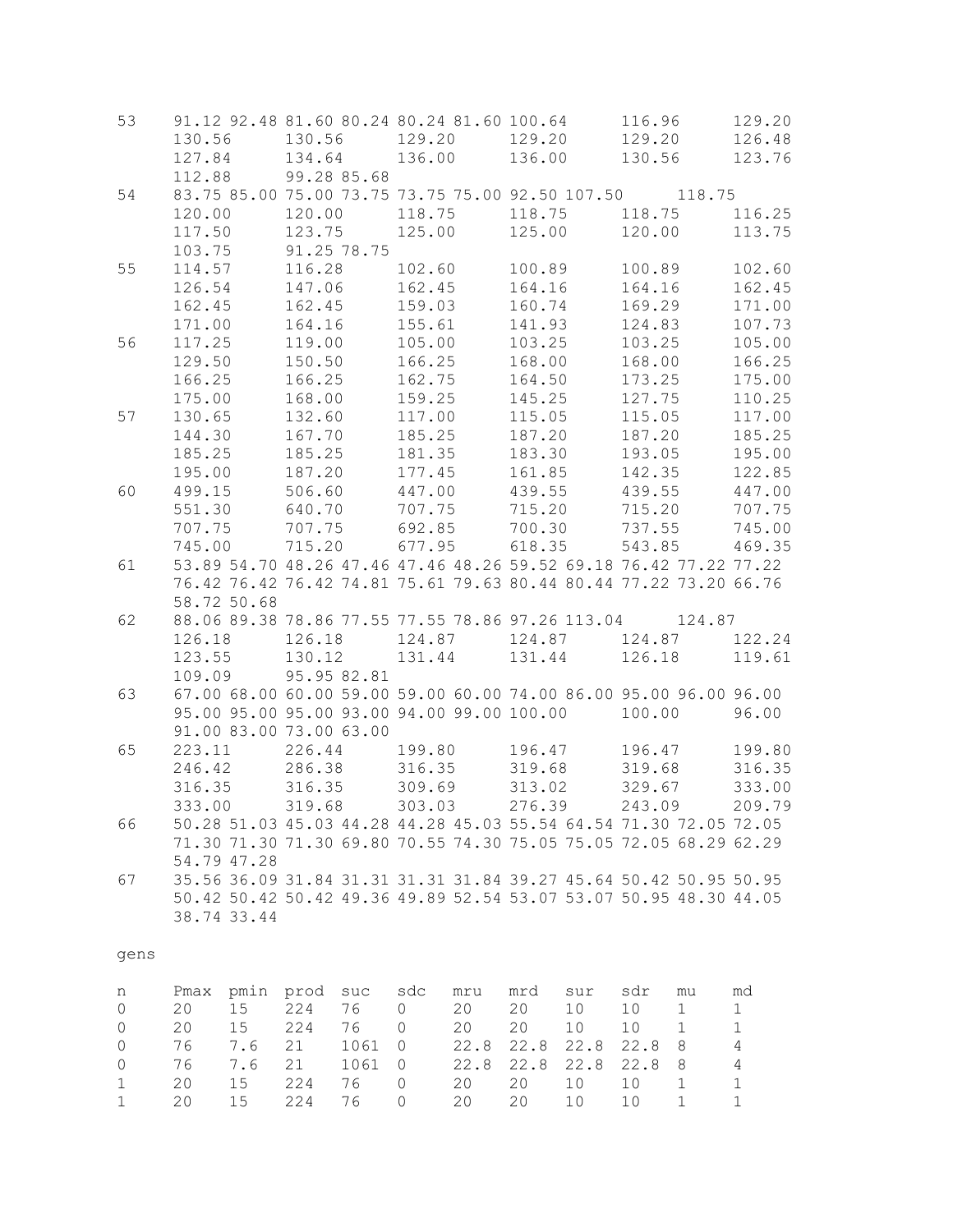```
53	91.12 92.48 81.60 80.24 80.24 81.60 100.64	116.96	129.20
	130.56	130.56	129.20	129.20	129.20	126.48
	127.84	134.64	136.00	136.00	130.56	123.76
	112.88	99.28 85.68
54	83.75 85.00 75.00 73.75 73.75 75.00 92.50 107.50	118.75
	120.00	120.00	118.75	118.75	118.75	116.25
	117.50	123.75	125.00	125.00	120.00	113.75
	103.75	91.25 78.75
55	114.57	116.28	102.60	100.89	100.89	102.60
	126.54	147.06	162.45	164.16	164.16	162.45
	162.45	162.45	159.03	160.74	169.29	171.00
	171.00	164.16	155.61	141.93	124.83	107.73
56	117.25	119.00	105.00	103.25	103.25	105.00
	129.50	150.50	166.25	168.00	168.00	166.25
	166.25	166.25	162.75	164.50	173.25	175.00
	175.00	168.00	159.25	145.25	127.75	110.25
57	130.65	132.60	117.00	115.05	115.05	117.00
	144.30	167.70	185.25	187.20	187.20	185.25
	185.25	185.25	181.35	183.30	193.05	195.00
	195.00	187.20	177.45	161.85	142.35	122.85
60	499.15	506.60	447.00	439.55	439.55	447.00
	551.30	640.70	707.75	715.20	715.20	707.75
	707.75	707.75	692.85	700.30	737.55	745.00
	745.00	715.20	677.95	618.35	543.85	469.35
61	53.89 54.70 48.26 47.46 47.46 48.26 59.52 69.18 76.42 77.22 77.22
	76.42 76.42 76.42 74.81 75.61 79.63 80.44 80.44 77.22 73.20 66.76
	58.72 50.68
62	88.06 89.38 78.86 77.55 77.55 78.86 97.26 113.04	124.87
	126.18	126.18	124.87	124.87	124.87	122.24
	123.55	130.12	131.44	131.44	126.18	119.61
	109.09	95.95 82.81
63	67.00 68.00 60.00 59.00 59.00 60.00 74.00 86.00 95.00 96.00 96.00
	95.00 95.00 95.00 93.00 94.00 99.00 100.00	100.00	96.00
	91.00 83.00 73.00 63.00
65	223.11	226.44	199.80	196.47	196.47	199.80
	246.42	286.38	316.35	319.68	319.68	316.35
	316.35	316.35	309.69	313.02	329.67	333.00
	333.00	319.68	303.03	276.39	243.09	209.79
66	50.28 51.03 45.03 44.28 44.28 45.03 55.54 64.54 71.30 72.05 72.05
	71.30 71.30 71.30 69.80 70.55 74.30 75.05 75.05 72.05 68.29 62.29
	54.79 47.28
67	35.56 36.09 31.84 31.31 31.31 31.84 39.27 45.64 50.42 50.95 50.95
	50.42 50.42 50.42 49.36 49.89 52.54 53.07 53.07 50.95 48.30 44.05
	38.74 33.44
```

gens

| n | Pmax | pmin | prod | suc | sdc | mru | mrd | sur | sdr | mu | md |
|---|---|---|---|---|---|---|---|---|---|---|---|
| 0 | 20 | 15 | 224 | 76 | 0 | 20 | 20 | 10 | 10 | 1 | 1 |
| 0 | 20 | 15 | 224 | 76 | 0 | 20 | 20 | 10 | 10 | 1 | 1 |
| 0 | 76 | 7.6 | 21 | 1061 | 0 | 22.8 | 22.8 | 22.8 | 22.8 | 8 | 4 |
| 0 | 76 | 7.6 | 21 | 1061 | 0 | 22.8 | 22.8 | 22.8 | 22.8 | 8 | 4 |
| 1 | 20 | 15 | 224 | 76 | 0 | 20 | 20 | 10 | 10 | 1 | 1 |
| 1 | 20 | 15 | 224 | 76 | 0 | 20 | 20 | 10 | 10 | 1 | 1 |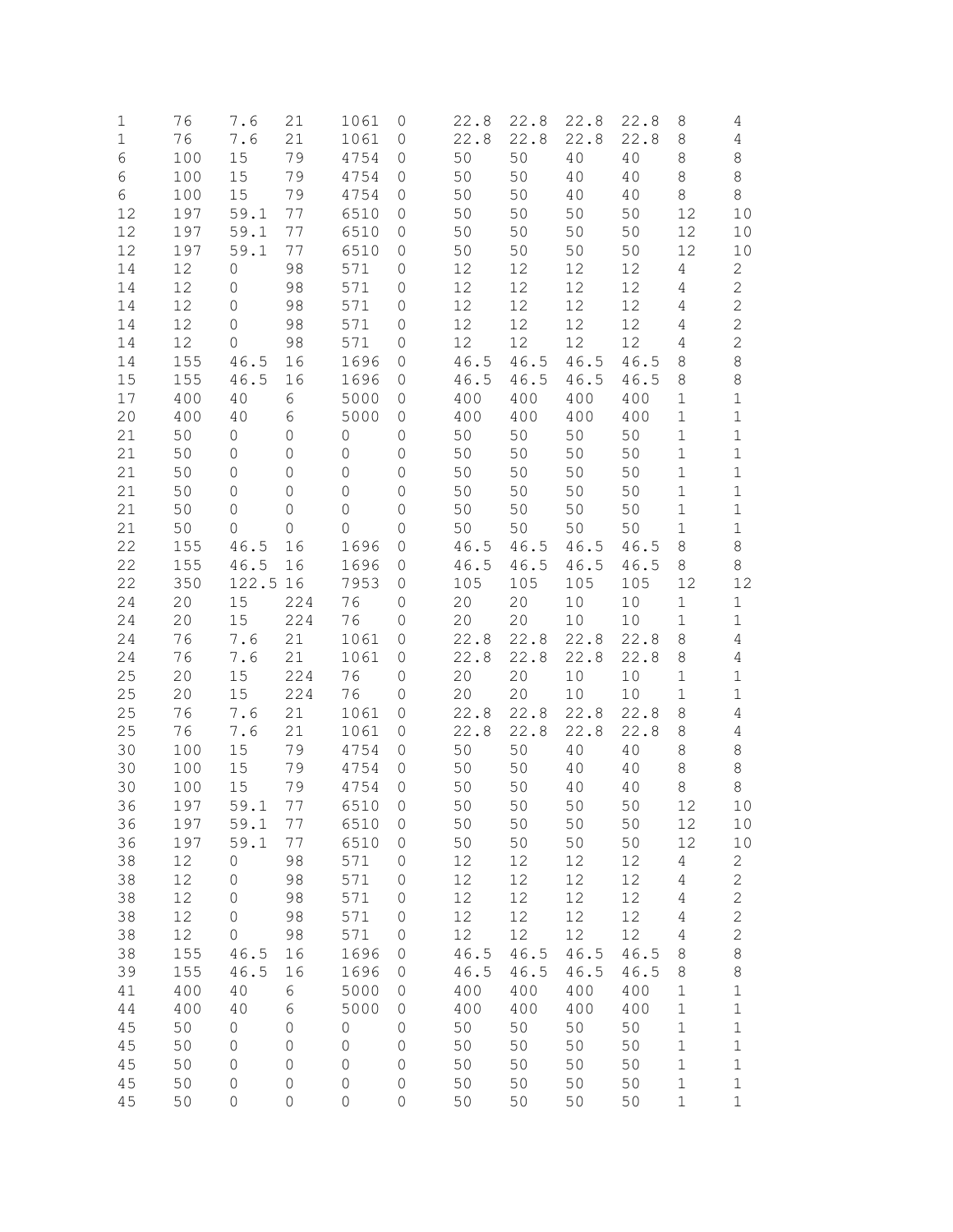| | | | | | | | | | | | |
|---|---|---|---|---|---|---|---|---|---|---|---|
| 1 | 76 | 7.6 | 21 | 1061 | 0 | 22.8 | 22.8 | 22.8 | 22.8 | 8 | 4 |
| 1 | 76 | 7.6 | 21 | 1061 | 0 | 22.8 | 22.8 | 22.8 | 22.8 | 8 | 4 |
| 6 | 100 | 15 | 79 | 4754 | 0 | 50 | 50 | 40 | 40 | 8 | 8 |
| 6 | 100 | 15 | 79 | 4754 | 0 | 50 | 50 | 40 | 40 | 8 | 8 |
| 6 | 100 | 15 | 79 | 4754 | 0 | 50 | 50 | 40 | 40 | 8 | 8 |
| 12 | 197 | 59.1 | 77 | 6510 | 0 | 50 | 50 | 50 | 50 | 12 | 10 |
| 12 | 197 | 59.1 | 77 | 6510 | 0 | 50 | 50 | 50 | 50 | 12 | 10 |
| 12 | 197 | 59.1 | 77 | 6510 | 0 | 50 | 50 | 50 | 50 | 12 | 10 |
| 14 | 12 | 0 | 98 | 571 | 0 | 12 | 12 | 12 | 12 | 4 | 2 |
| 14 | 12 | 0 | 98 | 571 | 0 | 12 | 12 | 12 | 12 | 4 | 2 |
| 14 | 12 | 0 | 98 | 571 | 0 | 12 | 12 | 12 | 12 | 4 | 2 |
| 14 | 12 | 0 | 98 | 571 | 0 | 12 | 12 | 12 | 12 | 4 | 2 |
| 14 | 12 | 0 | 98 | 571 | 0 | 12 | 12 | 12 | 12 | 4 | 2 |
| 14 | 155 | 46.5 | 16 | 1696 | 0 | 46.5 | 46.5 | 46.5 | 46.5 | 8 | 8 |
| 15 | 155 | 46.5 | 16 | 1696 | 0 | 46.5 | 46.5 | 46.5 | 46.5 | 8 | 8 |
| 17 | 400 | 40 | 6 | 5000 | 0 | 400 | 400 | 400 | 400 | 1 | 1 |
| 20 | 400 | 40 | 6 | 5000 | 0 | 400 | 400 | 400 | 400 | 1 | 1 |
| 21 | 50 | 0 | 0 | 0 | 0 | 50 | 50 | 50 | 50 | 1 | 1 |
| 21 | 50 | 0 | 0 | 0 | 0 | 50 | 50 | 50 | 50 | 1 | 1 |
| 21 | 50 | 0 | 0 | 0 | 0 | 50 | 50 | 50 | 50 | 1 | 1 |
| 21 | 50 | 0 | 0 | 0 | 0 | 50 | 50 | 50 | 50 | 1 | 1 |
| 21 | 50 | 0 | 0 | 0 | 0 | 50 | 50 | 50 | 50 | 1 | 1 |
| 21 | 50 | 0 | 0 | 0 | 0 | 50 | 50 | 50 | 50 | 1 | 1 |
| 22 | 155 | 46.5 | 16 | 1696 | 0 | 46.5 | 46.5 | 46.5 | 46.5 | 8 | 8 |
| 22 | 155 | 46.5 | 16 | 1696 | 0 | 46.5 | 46.5 | 46.5 | 46.5 | 8 | 8 |
| 22 | 350 | 122.5 | 16 | 7953 | 0 | 105 | 105 | 105 | 105 | 12 | 12 |
| 24 | 20 | 15 | 224 | 76 | 0 | 20 | 20 | 10 | 10 | 1 | 1 |
| 24 | 20 | 15 | 224 | 76 | 0 | 20 | 20 | 10 | 10 | 1 | 1 |
| 24 | 76 | 7.6 | 21 | 1061 | 0 | 22.8 | 22.8 | 22.8 | 22.8 | 8 | 4 |
| 24 | 76 | 7.6 | 21 | 1061 | 0 | 22.8 | 22.8 | 22.8 | 22.8 | 8 | 4 |
| 25 | 20 | 15 | 224 | 76 | 0 | 20 | 20 | 10 | 10 | 1 | 1 |
| 25 | 20 | 15 | 224 | 76 | 0 | 20 | 20 | 10 | 10 | 1 | 1 |
| 25 | 76 | 7.6 | 21 | 1061 | 0 | 22.8 | 22.8 | 22.8 | 22.8 | 8 | 4 |
| 25 | 76 | 7.6 | 21 | 1061 | 0 | 22.8 | 22.8 | 22.8 | 22.8 | 8 | 4 |
| 30 | 100 | 15 | 79 | 4754 | 0 | 50 | 50 | 40 | 40 | 8 | 8 |
| 30 | 100 | 15 | 79 | 4754 | 0 | 50 | 50 | 40 | 40 | 8 | 8 |
| 30 | 100 | 15 | 79 | 4754 | 0 | 50 | 50 | 40 | 40 | 8 | 8 |
| 36 | 197 | 59.1 | 77 | 6510 | 0 | 50 | 50 | 50 | 50 | 12 | 10 |
| 36 | 197 | 59.1 | 77 | 6510 | 0 | 50 | 50 | 50 | 50 | 12 | 10 |
| 36 | 197 | 59.1 | 77 | 6510 | 0 | 50 | 50 | 50 | 50 | 12 | 10 |
| 38 | 12 | 0 | 98 | 571 | 0 | 12 | 12 | 12 | 12 | 4 | 2 |
| 38 | 12 | 0 | 98 | 571 | 0 | 12 | 12 | 12 | 12 | 4 | 2 |
| 38 | 12 | 0 | 98 | 571 | 0 | 12 | 12 | 12 | 12 | 4 | 2 |
| 38 | 12 | 0 | 98 | 571 | 0 | 12 | 12 | 12 | 12 | 4 | 2 |
| 38 | 12 | 0 | 98 | 571 | 0 | 12 | 12 | 12 | 12 | 4 | 2 |
| 38 | 155 | 46.5 | 16 | 1696 | 0 | 46.5 | 46.5 | 46.5 | 46.5 | 8 | 8 |
| 39 | 155 | 46.5 | 16 | 1696 | 0 | 46.5 | 46.5 | 46.5 | 46.5 | 8 | 8 |
| 41 | 400 | 40 | 6 | 5000 | 0 | 400 | 400 | 400 | 400 | 1 | 1 |
| 44 | 400 | 40 | 6 | 5000 | 0 | 400 | 400 | 400 | 400 | 1 | 1 |
| 45 | 50 | 0 | 0 | 0 | 0 | 50 | 50 | 50 | 50 | 1 | 1 |
| 45 | 50 | 0 | 0 | 0 | 0 | 50 | 50 | 50 | 50 | 1 | 1 |
| 45 | 50 | 0 | 0 | 0 | 0 | 50 | 50 | 50 | 50 | 1 | 1 |
| 45 | 50 | 0 | 0 | 0 | 0 | 50 | 50 | 50 | 50 | 1 | 1 |
| 45 | 50 | 0 | 0 | 0 | 0 | 50 | 50 | 50 | 50 | 1 | 1 |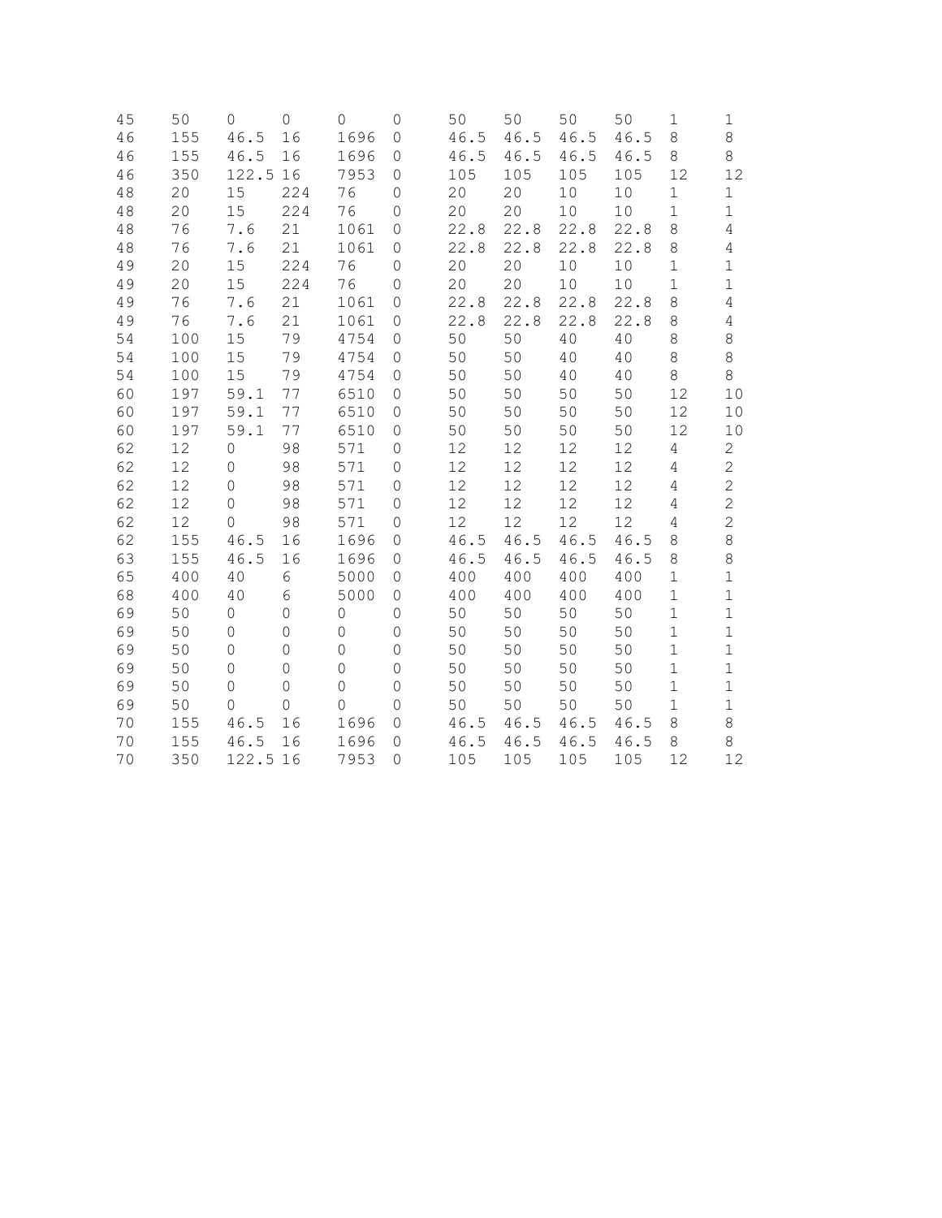| | | | | | | | | | | | |
|---|---|---|---|---|---|---|---|---|---|---|---|
| 45 | 50 | 0 | 0 | 0 | 0 | 50 | 50 | 50 | 50 | 1 | 1 |
| 46 | 155 | 46.5 | 16 | 1696 | 0 | 46.5 | 46.5 | 46.5 | 46.5 | 8 | 8 |
| 46 | 155 | 46.5 | 16 | 1696 | 0 | 46.5 | 46.5 | 46.5 | 46.5 | 8 | 8 |
| 46 | 350 | 122.5 | 16 | 7953 | 0 | 105 | 105 | 105 | 105 | 12 | 12 |
| 48 | 20 | 15 | 224 | 76 | 0 | 20 | 20 | 10 | 10 | 1 | 1 |
| 48 | 20 | 15 | 224 | 76 | 0 | 20 | 20 | 10 | 10 | 1 | 1 |
| 48 | 76 | 7.6 | 21 | 1061 | 0 | 22.8 | 22.8 | 22.8 | 22.8 | 8 | 4 |
| 48 | 76 | 7.6 | 21 | 1061 | 0 | 22.8 | 22.8 | 22.8 | 22.8 | 8 | 4 |
| 49 | 20 | 15 | 224 | 76 | 0 | 20 | 20 | 10 | 10 | 1 | 1 |
| 49 | 20 | 15 | 224 | 76 | 0 | 20 | 20 | 10 | 10 | 1 | 1 |
| 49 | 76 | 7.6 | 21 | 1061 | 0 | 22.8 | 22.8 | 22.8 | 22.8 | 8 | 4 |
| 49 | 76 | 7.6 | 21 | 1061 | 0 | 22.8 | 22.8 | 22.8 | 22.8 | 8 | 4 |
| 54 | 100 | 15 | 79 | 4754 | 0 | 50 | 50 | 40 | 40 | 8 | 8 |
| 54 | 100 | 15 | 79 | 4754 | 0 | 50 | 50 | 40 | 40 | 8 | 8 |
| 54 | 100 | 15 | 79 | 4754 | 0 | 50 | 50 | 40 | 40 | 8 | 8 |
| 60 | 197 | 59.1 | 77 | 6510 | 0 | 50 | 50 | 50 | 50 | 12 | 10 |
| 60 | 197 | 59.1 | 77 | 6510 | 0 | 50 | 50 | 50 | 50 | 12 | 10 |
| 60 | 197 | 59.1 | 77 | 6510 | 0 | 50 | 50 | 50 | 50 | 12 | 10 |
| 62 | 12 | 0 | 98 | 571 | 0 | 12 | 12 | 12 | 12 | 4 | 2 |
| 62 | 12 | 0 | 98 | 571 | 0 | 12 | 12 | 12 | 12 | 4 | 2 |
| 62 | 12 | 0 | 98 | 571 | 0 | 12 | 12 | 12 | 12 | 4 | 2 |
| 62 | 12 | 0 | 98 | 571 | 0 | 12 | 12 | 12 | 12 | 4 | 2 |
| 62 | 12 | 0 | 98 | 571 | 0 | 12 | 12 | 12 | 12 | 4 | 2 |
| 62 | 155 | 46.5 | 16 | 1696 | 0 | 46.5 | 46.5 | 46.5 | 46.5 | 8 | 8 |
| 63 | 155 | 46.5 | 16 | 1696 | 0 | 46.5 | 46.5 | 46.5 | 46.5 | 8 | 8 |
| 65 | 400 | 40 | 6 | 5000 | 0 | 400 | 400 | 400 | 400 | 1 | 1 |
| 68 | 400 | 40 | 6 | 5000 | 0 | 400 | 400 | 400 | 400 | 1 | 1 |
| 69 | 50 | 0 | 0 | 0 | 0 | 50 | 50 | 50 | 50 | 1 | 1 |
| 69 | 50 | 0 | 0 | 0 | 0 | 50 | 50 | 50 | 50 | 1 | 1 |
| 69 | 50 | 0 | 0 | 0 | 0 | 50 | 50 | 50 | 50 | 1 | 1 |
| 69 | 50 | 0 | 0 | 0 | 0 | 50 | 50 | 50 | 50 | 1 | 1 |
| 69 | 50 | 0 | 0 | 0 | 0 | 50 | 50 | 50 | 50 | 1 | 1 |
| 69 | 50 | 0 | 0 | 0 | 0 | 50 | 50 | 50 | 50 | 1 | 1 |
| 70 | 155 | 46.5 | 16 | 1696 | 0 | 46.5 | 46.5 | 46.5 | 46.5 | 8 | 8 |
| 70 | 155 | 46.5 | 16 | 1696 | 0 | 46.5 | 46.5 | 46.5 | 46.5 | 8 | 8 |
| 70 | 350 | 122.5 | 16 | 7953 | 0 | 105 | 105 | 105 | 105 | 12 | 12 |